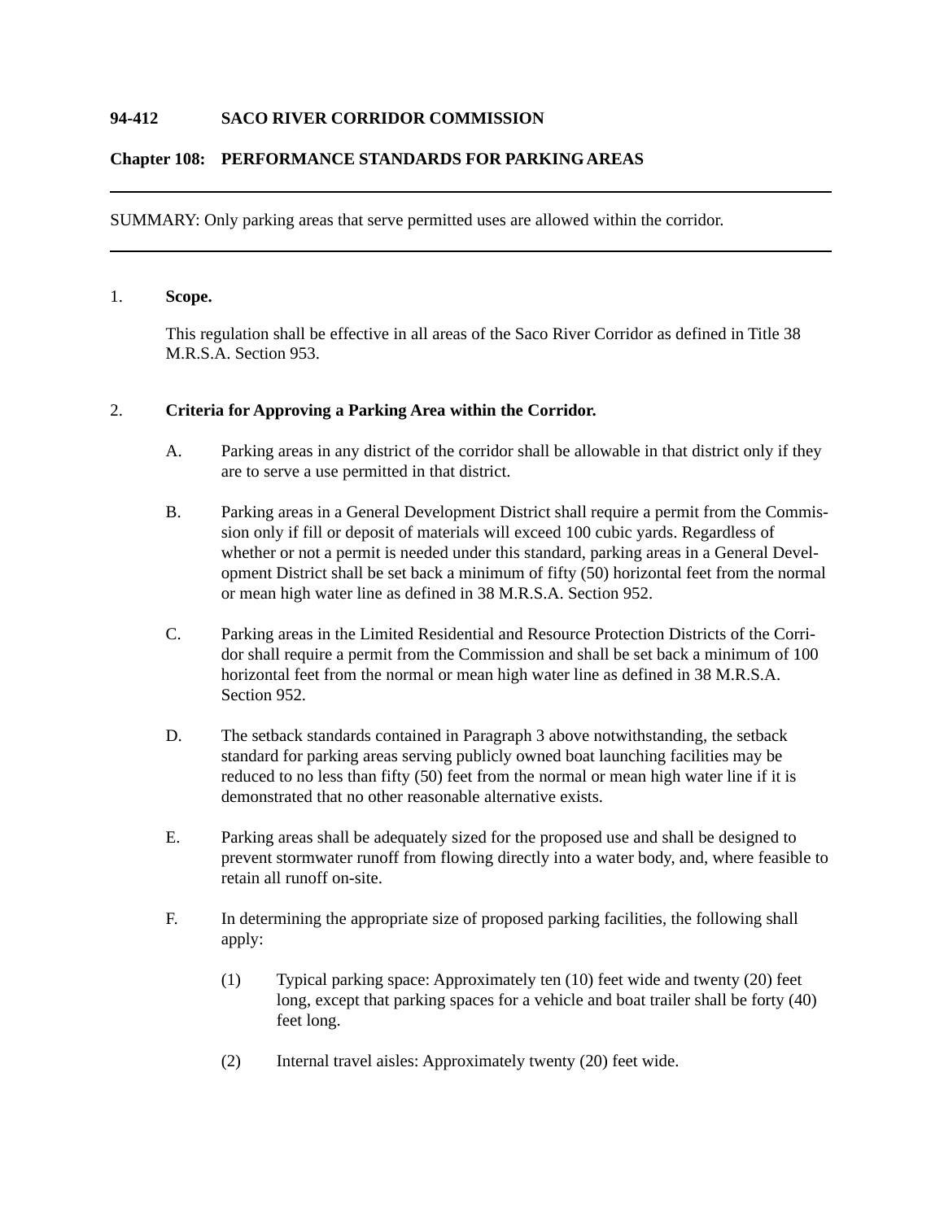**94-412 SACO RIVER CORRIDOR COMMISSION**

**Chapter 108: PERFORMANCE STANDARDS FOR PARKING AREAS**

---

SUMMARY: Only parking areas that serve permitted uses are allowed within the corridor.

---

1. **Scope.**

   This regulation shall be effective in all areas of the Saco River Corridor as defined in Title 38 M.R.S.A. Section 953.

2. **Criteria for Approving a Parking Area within the Corridor.**

   A. Parking areas in any district of the corridor shall be allowable in that district only if they are to serve a use permitted in that district.

   B. Parking areas in a General Development District shall require a permit from the Commission only if fill or deposit of materials will exceed 100 cubic yards. Regardless of whether or not a permit is needed under this standard, parking areas in a General Development District shall be set back a minimum of fifty (50) horizontal feet from the normal or mean high water line as defined in 38 M.R.S.A. Section 952.

   C. Parking areas in the Limited Residential and Resource Protection Districts of the Corridor shall require a permit from the Commission and shall be set back a minimum of 100 horizontal feet from the normal or mean high water line as defined in 38 M.R.S.A. Section 952.

   D. The setback standards contained in Paragraph 3 above notwithstanding, the setback standard for parking areas serving publicly owned boat launching facilities may be reduced to no less than fifty (50) feet from the normal or mean high water line if it is demonstrated that no other reasonable alternative exists.

   E. Parking areas shall be adequately sized for the proposed use and shall be designed to prevent stormwater runoff from flowing directly into a water body, and, where feasible to retain all runoff on-site.

   F. In determining the appropriate size of proposed parking facilities, the following shall apply:

      (1) Typical parking space: Approximately ten (10) feet wide and twenty (20) feet long, except that parking spaces for a vehicle and boat trailer shall be forty (40) feet long.

      (2) Internal travel aisles: Approximately twenty (20) feet wide.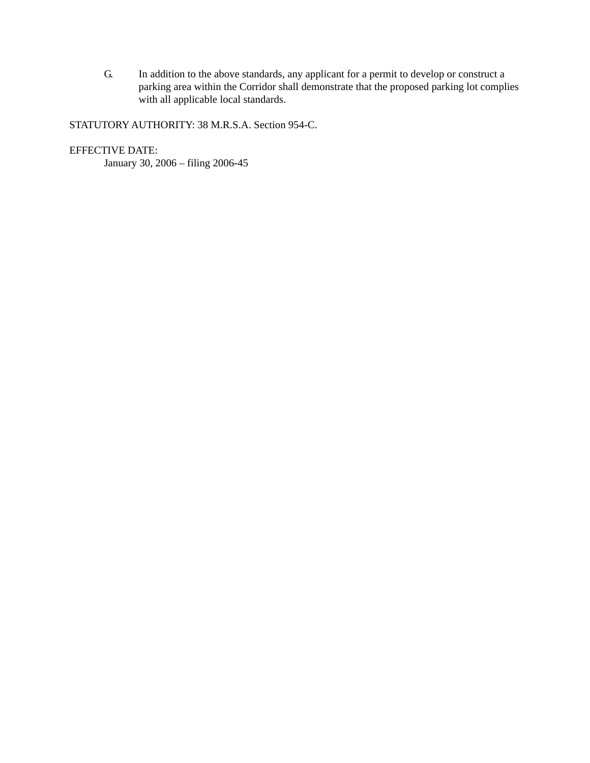G. In addition to the above standards, any applicant for a permit to develop or construct a parking area within the Corridor shall demonstrate that the proposed parking lot complies with all applicable local standards.

STATUTORY AUTHORITY: 38 M.R.S.A. Section 954-C.

EFFECTIVE DATE:

January 30, 2006 – filing 2006-45